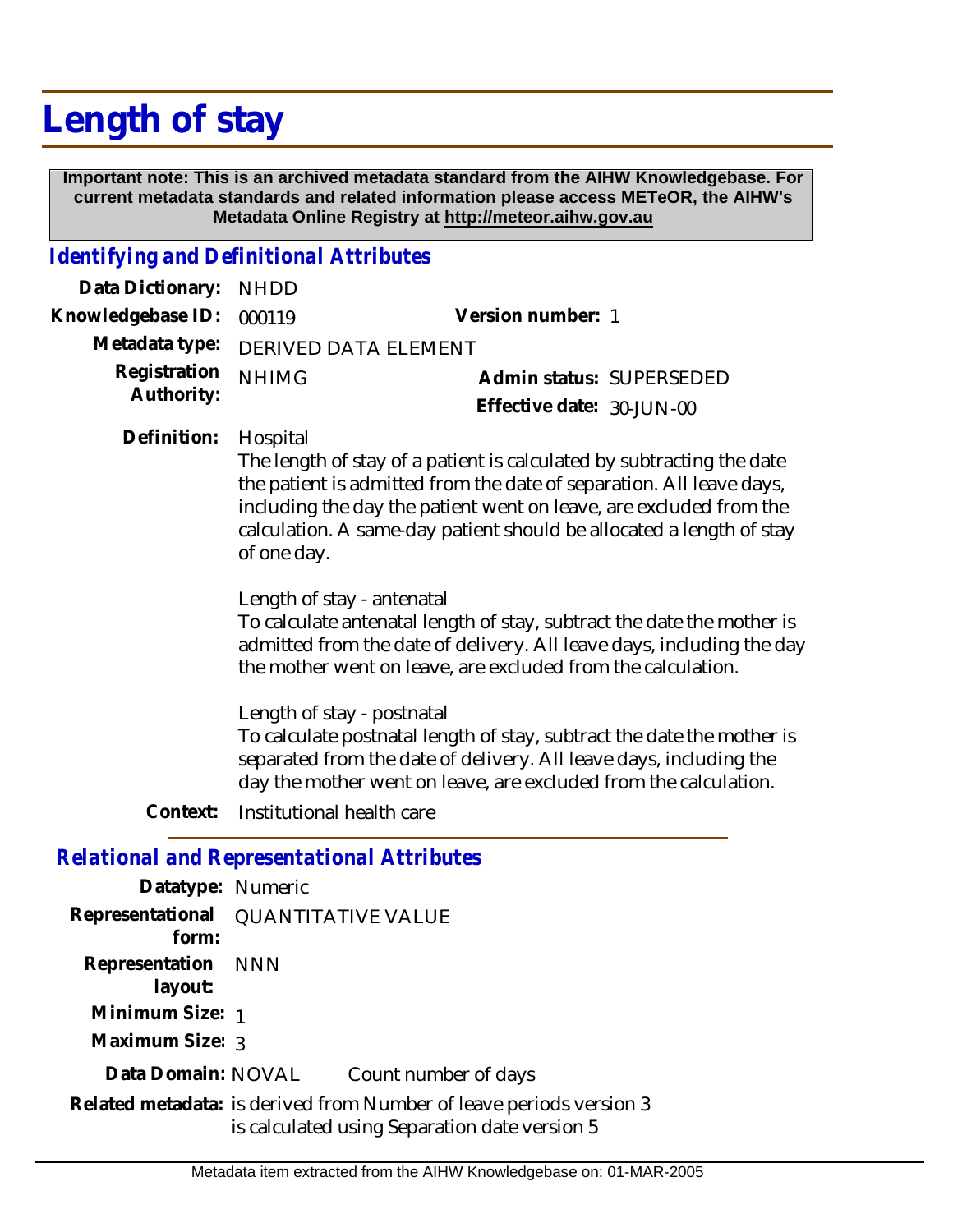# Length of stay

**Important note: This is an archived metadata standard from the AIHW Knowledgebase. For current metadata standards and related information please access METeOR, the AIHW's Metadata Online Registry at http://meteor.aihw.gov.au**

## *Identifying and Definitional Attributes*

**Data Dictionary:** NHDD

**Knowledgebase ID:** 000119 **Version number:** 1

**Metadata type:** DERIVED DATA ELEMENT

**Registration Authority:** NHIMG **Admin status:** SUPERSEDED

**Effective date:** 30-JUN-00

**Definition:** Hospital

The length of stay of a patient is calculated by subtracting the date the patient is admitted from the date of separation. All leave days, including the day the patient went on leave, are excluded from the calculation. A same-day patient should be allocated a length of stay of one day.

Length of stay - antenatal

To calculate antenatal length of stay, subtract the date the mother is admitted from the date of delivery. All leave days, including the day the mother went on leave, are excluded from the calculation.

Length of stay - postnatal

To calculate postnatal length of stay, subtract the date the mother is separated from the date of delivery. All leave days, including the day the mother went on leave, are excluded from the calculation.

**Context:** Institutional health care

## *Relational and Representational Attributes*

**Datatype:** Numeric

**Representational form:** QUANTITATIVE VALUE

**Representation layout:** NNN

**Minimum Size:** 1

**Maximum Size:** 3

**Data Domain:** NOVAL Count number of days

**Related metadata:** is derived from Number of leave periods version 3

is calculated using Separation date version 5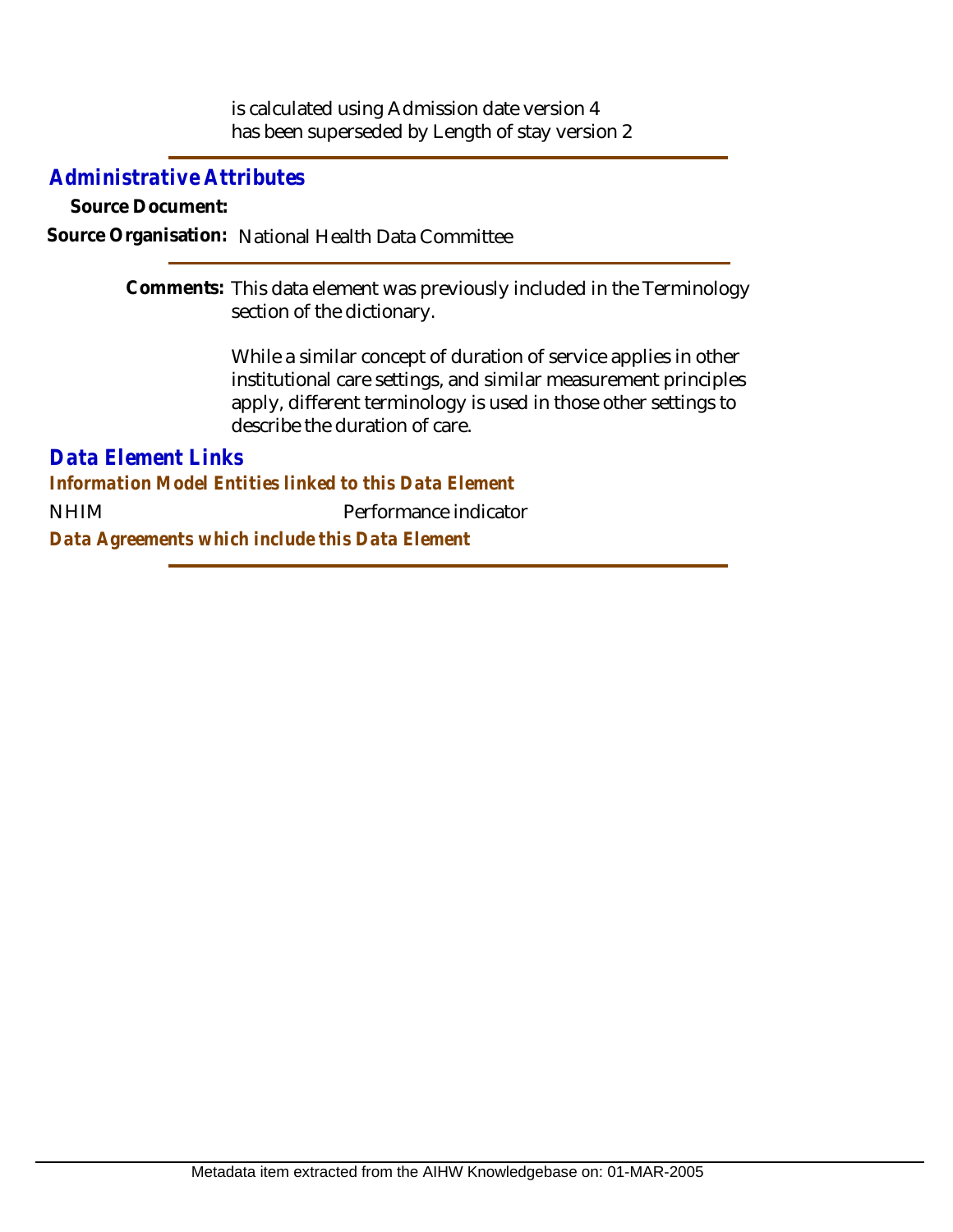is calculated using Admission date version 4
has been superseded by Length of stay version 2

## Administrative Attributes

**Source Document:**

**Source Organisation:** National Health Data Committee

**Comments:** This data element was previously included in the Terminology section of the dictionary.

While a similar concept of duration of service applies in other institutional care settings, and similar measurement principles apply, different terminology is used in those other settings to describe the duration of care.

## Data Element Links

### *Information Model Entities linked to this Data Element*

| | |
|---|---|
| NHIM | Performance indicator |

### *Data Agreements which include this Data Element*

Metadata item extracted from the AIHW Knowledgebase on: 01-MAR-2005